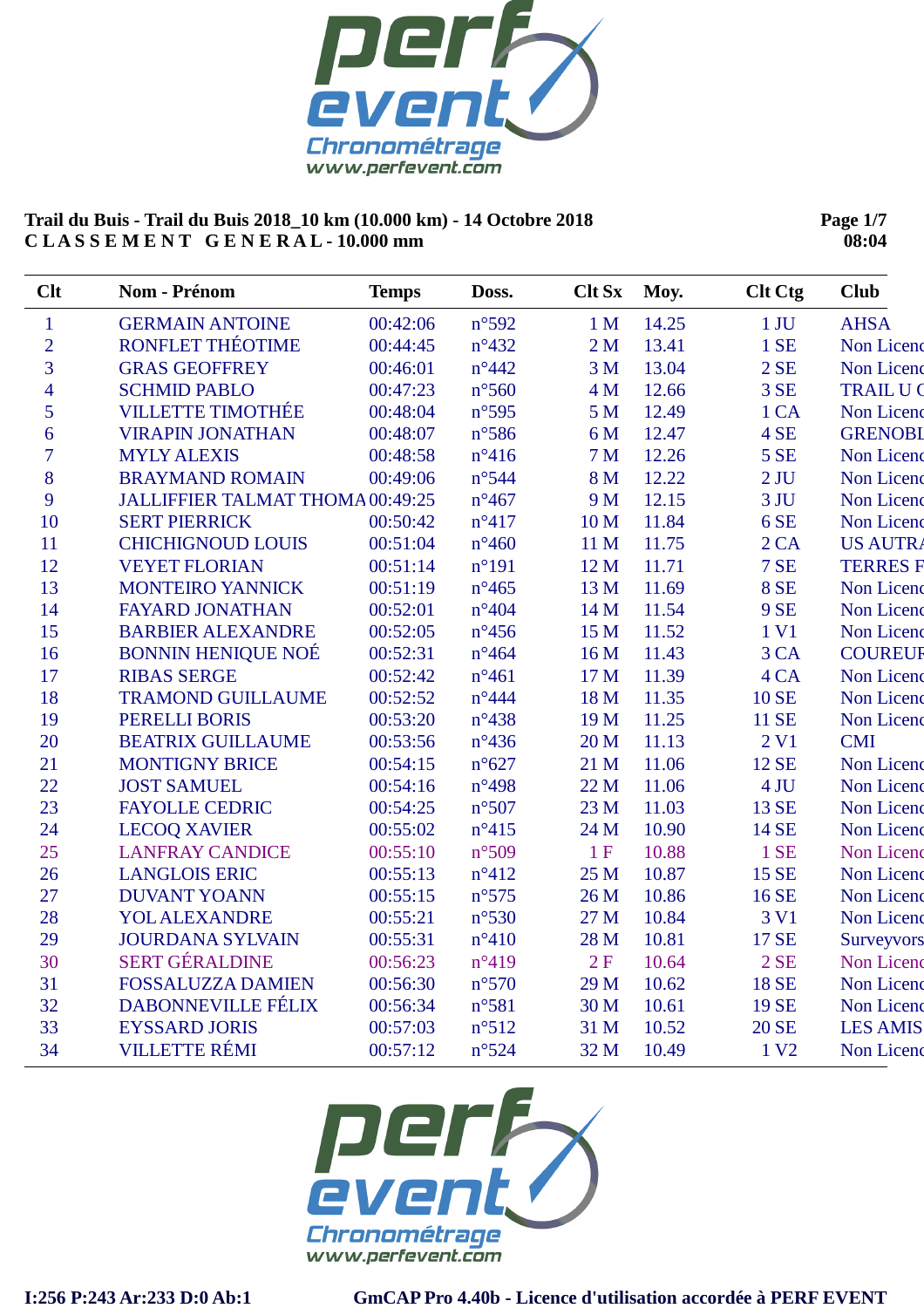**Trail du Buis - Trail du Buis 2018_10 km (10.000 km) - 14 Octobre 2018**
**C L A S S E M E N T   G E N E R A L - 10.000 mm**

**Page 1/7**
**08:04**

| Clt | Nom - Prénom | Temps | Doss. | Clt Sx | Moy. | Clt Ctg | Club |
|---|---|---|---|---|---|---|---|
| 1 | GERMAIN ANTOINE | 00:42:06 | n°592 | 1 M | 14.25 | 1 JU | AHSA |
| 2 | RONFLET THÉOTIME | 00:44:45 | n°432 | 2 M | 13.41 | 1 SE | Non Licenc |
| 3 | GRAS GEOFFREY | 00:46:01 | n°442 | 3 M | 13.04 | 2 SE | Non Licenc |
| 4 | SCHMID PABLO | 00:47:23 | n°560 | 4 M | 12.66 | 3 SE | TRAIL U C |
| 5 | VILLETTE TIMOTHÉE | 00:48:04 | n°595 | 5 M | 12.49 | 1 CA | Non Licenc |
| 6 | VIRAPIN JONATHAN | 00:48:07 | n°586 | 6 M | 12.47 | 4 SE | GRENOBL |
| 7 | MYLY ALEXIS | 00:48:58 | n°416 | 7 M | 12.26 | 5 SE | Non Licenc |
| 8 | BRAYMAND ROMAIN | 00:49:06 | n°544 | 8 M | 12.22 | 2 JU | Non Licenc |
| 9 | JALLIFFIER TALMAT THOMA | 00:49:25 | n°467 | 9 M | 12.15 | 3 JU | Non Licenc |
| 10 | SERT PIERRICK | 00:50:42 | n°417 | 10 M | 11.84 | 6 SE | Non Licenc |
| 11 | CHICHIGNOUD LOUIS | 00:51:04 | n°460 | 11 M | 11.75 | 2 CA | US AUTRA |
| 12 | VEYET FLORIAN | 00:51:14 | n°191 | 12 M | 11.71 | 7 SE | TERRES F |
| 13 | MONTEIRO YANNICK | 00:51:19 | n°465 | 13 M | 11.69 | 8 SE | Non Licenc |
| 14 | FAYARD JONATHAN | 00:52:01 | n°404 | 14 M | 11.54 | 9 SE | Non Licenc |
| 15 | BARBIER ALEXANDRE | 00:52:05 | n°456 | 15 M | 11.52 | 1 V1 | Non Licenc |
| 16 | BONNIN HENIQUE NOÉ | 00:52:31 | n°464 | 16 M | 11.43 | 3 CA | COUREUR |
| 17 | RIBAS SERGE | 00:52:42 | n°461 | 17 M | 11.39 | 4 CA | Non Licenc |
| 18 | TRAMOND GUILLAUME | 00:52:52 | n°444 | 18 M | 11.35 | 10 SE | Non Licenc |
| 19 | PERELLI BORIS | 00:53:20 | n°438 | 19 M | 11.25 | 11 SE | Non Licenc |
| 20 | BEATRIX GUILLAUME | 00:53:56 | n°436 | 20 M | 11.13 | 2 V1 | CMI |
| 21 | MONTIGNY BRICE | 00:54:15 | n°627 | 21 M | 11.06 | 12 SE | Non Licenc |
| 22 | JOST SAMUEL | 00:54:16 | n°498 | 22 M | 11.06 | 4 JU | Non Licenc |
| 23 | FAYOLLE CEDRIC | 00:54:25 | n°507 | 23 M | 11.03 | 13 SE | Non Licenc |
| 24 | LECOQ XAVIER | 00:55:02 | n°415 | 24 M | 10.90 | 14 SE | Non Licenc |
| 25 | LANFRAY CANDICE | 00:55:10 | n°509 | 1 F | 10.88 | 1 SE | Non Licenc |
| 26 | LANGLOIS ERIC | 00:55:13 | n°412 | 25 M | 10.87 | 15 SE | Non Licenc |
| 27 | DUVANT YOANN | 00:55:15 | n°575 | 26 M | 10.86 | 16 SE | Non Licenc |
| 28 | YOL ALEXANDRE | 00:55:21 | n°530 | 27 M | 10.84 | 3 V1 | Non Licenc |
| 29 | JOURDANA SYLVAIN | 00:55:31 | n°410 | 28 M | 10.81 | 17 SE | Surveyvors |
| 30 | SERT GÉRALDINE | 00:56:23 | n°419 | 2 F | 10.64 | 2 SE | Non Licenc |
| 31 | FOSSALUZZA DAMIEN | 00:56:30 | n°570 | 29 M | 10.62 | 18 SE | Non Licenc |
| 32 | DABONNEVILLE FÉLIX | 00:56:34 | n°581 | 30 M | 10.61 | 19 SE | Non Licenc |
| 33 | EYSSARD JORIS | 00:57:03 | n°512 | 31 M | 10.52 | 20 SE | LES AMIS |
| 34 | VILLETTE RÉMI | 00:57:12 | n°524 | 32 M | 10.49 | 1 V2 | Non Licenc |

I:256 P:243 Ar:233 D:0 Ab:1

GmCAP Pro 4.40b - Licence d'utilisation accordée à PERF EVENT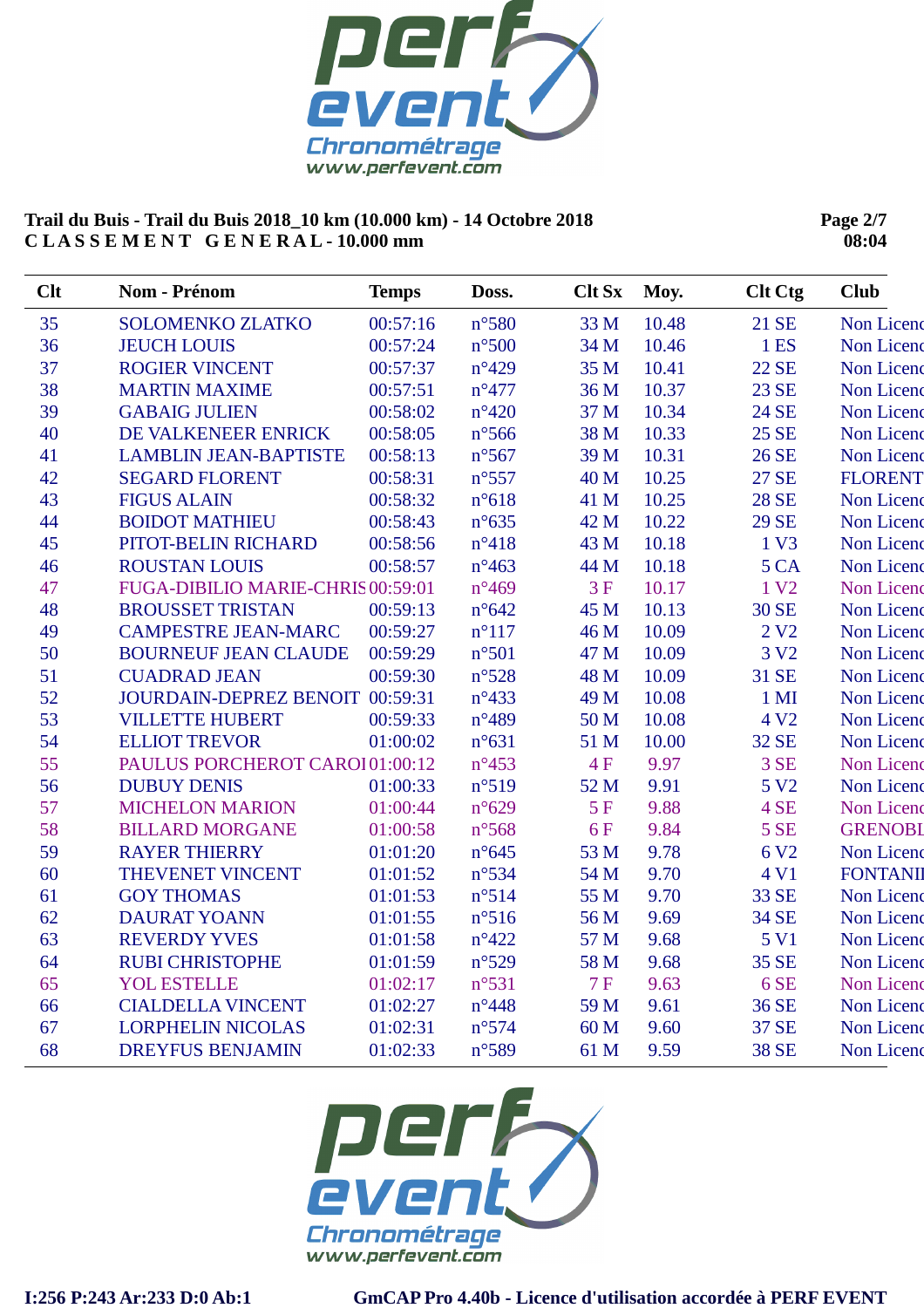**Trail du Buis - Trail du Buis 2018_10 km (10.000 km) - 14 Octobre 2018**
**C L A S S E M E N T   G E N E R A L - 10.000 mm**

| Clt | Nom - Prénom | Temps | Doss. | Clt Sx | Moy. | Clt Ctg | Club |
|---|---|---|---|---|---|---|---|
| 35 | SOLOMENKO ZLATKO | 00:57:16 | n°580 | 33 M | 10.48 | 21 SE | Non Licenc |
| 36 | JEUCH LOUIS | 00:57:24 | n°500 | 34 M | 10.46 | 1 ES | Non Licenc |
| 37 | ROGIER VINCENT | 00:57:37 | n°429 | 35 M | 10.41 | 22 SE | Non Licenc |
| 38 | MARTIN MAXIME | 00:57:51 | n°477 | 36 M | 10.37 | 23 SE | Non Licenc |
| 39 | GABAIG JULIEN | 00:58:02 | n°420 | 37 M | 10.34 | 24 SE | Non Licenc |
| 40 | DE VALKENEER ENRICK | 00:58:05 | n°566 | 38 M | 10.33 | 25 SE | Non Licenc |
| 41 | LAMBLIN JEAN-BAPTISTE | 00:58:13 | n°567 | 39 M | 10.31 | 26 SE | Non Licenc |
| 42 | SEGARD FLORENT | 00:58:31 | n°557 | 40 M | 10.25 | 27 SE | FLORENT |
| 43 | FIGUS ALAIN | 00:58:32 | n°618 | 41 M | 10.25 | 28 SE | Non Licenc |
| 44 | BOIDOT MATHIEU | 00:58:43 | n°635 | 42 M | 10.22 | 29 SE | Non Licenc |
| 45 | PITOT-BELIN RICHARD | 00:58:56 | n°418 | 43 M | 10.18 | 1 V3 | Non Licenc |
| 46 | ROUSTAN LOUIS | 00:58:57 | n°463 | 44 M | 10.18 | 5 CA | Non Licenc |
| 47 | FUGA-DIBILIO MARIE-CHRIS | 00:59:01 | n°469 | 3 F | 10.17 | 1 V2 | Non Licenc |
| 48 | BROUSSET TRISTAN | 00:59:13 | n°642 | 45 M | 10.13 | 30 SE | Non Licenc |
| 49 | CAMPESTRE JEAN-MARC | 00:59:27 | n°117 | 46 M | 10.09 | 2 V2 | Non Licenc |
| 50 | BOURNEUF JEAN CLAUDE | 00:59:29 | n°501 | 47 M | 10.09 | 3 V2 | Non Licenc |
| 51 | CUADRAD JEAN | 00:59:30 | n°528 | 48 M | 10.09 | 31 SE | Non Licenc |
| 52 | JOURDAIN-DEPREZ BENOIT | 00:59:31 | n°433 | 49 M | 10.08 | 1 MI | Non Licenc |
| 53 | VILLETTE HUBERT | 00:59:33 | n°489 | 50 M | 10.08 | 4 V2 | Non Licenc |
| 54 | ELLIOT TREVOR | 01:00:02 | n°631 | 51 M | 10.00 | 32 SE | Non Licenc |
| 55 | PAULUS PORCHEROT CAROI | 01:00:12 | n°453 | 4 F | 9.97 | 3 SE | Non Licenc |
| 56 | DUBUY DENIS | 01:00:33 | n°519 | 52 M | 9.91 | 5 V2 | Non Licenc |
| 57 | MICHELON MARION | 01:00:44 | n°629 | 5 F | 9.88 | 4 SE | Non Licenc |
| 58 | BILLARD MORGANE | 01:00:58 | n°568 | 6 F | 9.84 | 5 SE | GRENOBL |
| 59 | RAYER THIERRY | 01:01:20 | n°645 | 53 M | 9.78 | 6 V2 | Non Licenc |
| 60 | THEVENET VINCENT | 01:01:52 | n°534 | 54 M | 9.70 | 4 V1 | FONTANII |
| 61 | GOY THOMAS | 01:01:53 | n°514 | 55 M | 9.70 | 33 SE | Non Licenc |
| 62 | DAURAT YOANN | 01:01:55 | n°516 | 56 M | 9.69 | 34 SE | Non Licenc |
| 63 | REVERDY YVES | 01:01:58 | n°422 | 57 M | 9.68 | 5 V1 | Non Licenc |
| 64 | RUBI CHRISTOPHE | 01:01:59 | n°529 | 58 M | 9.68 | 35 SE | Non Licenc |
| 65 | YOL ESTELLE | 01:02:17 | n°531 | 7 F | 9.63 | 6 SE | Non Licenc |
| 66 | CIALDELLA VINCENT | 01:02:27 | n°448 | 59 M | 9.61 | 36 SE | Non Licenc |
| 67 | LORPHELIN NICOLAS | 01:02:31 | n°574 | 60 M | 9.60 | 37 SE | Non Licenc |
| 68 | DREYFUS BENJAMIN | 01:02:33 | n°589 | 61 M | 9.59 | 38 SE | Non Licenc |

I:256 P:243 Ar:233 D:0 Ab:1

GmCAP Pro 4.40b - Licence d'utilisation accordée à PERF EVENT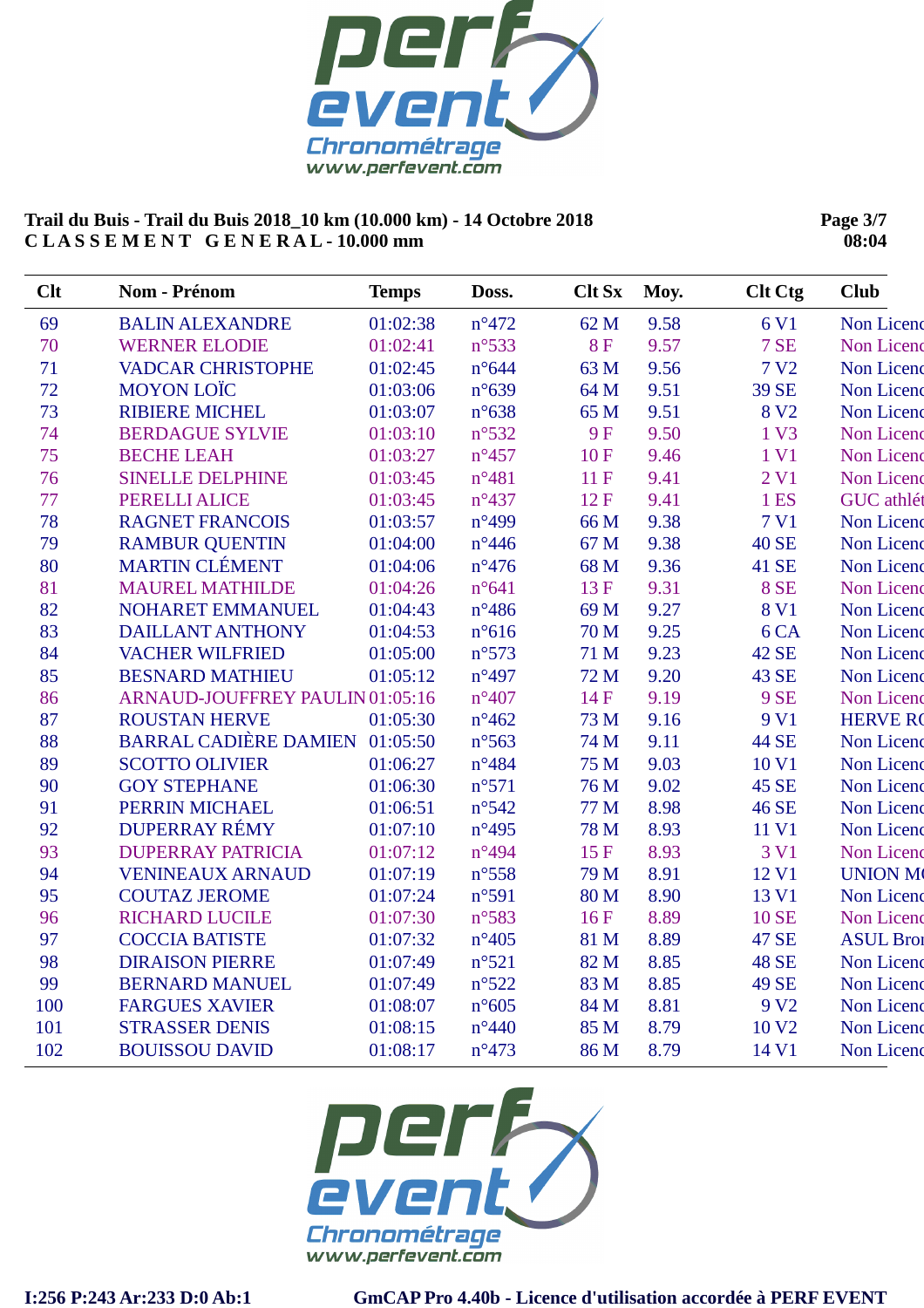**Trail du Buis - Trail du Buis 2018_10 km (10.000 km) - 14 Octobre 2018**
**C L A S S E M E N T   G E N E R A L - 10.000 mm**

| Clt | Nom - Prénom | Temps | Doss. | Clt Sx | Moy. | Clt Ctg | Club |
|---|---|---|---|---|---|---|---|
| 69 | BALIN ALEXANDRE | 01:02:38 | n°472 | 62 M | 9.58 | 6 V1 | Non Licenc |
| 70 | WERNER ELODIE | 01:02:41 | n°533 | 8 F | 9.57 | 7 SE | Non Licenc |
| 71 | VADCAR CHRISTOPHE | 01:02:45 | n°644 | 63 M | 9.56 | 7 V2 | Non Licenc |
| 72 | MOYON LOÏC | 01:03:06 | n°639 | 64 M | 9.51 | 39 SE | Non Licenc |
| 73 | RIBIERE MICHEL | 01:03:07 | n°638 | 65 M | 9.51 | 8 V2 | Non Licenc |
| 74 | BERDAGUE SYLVIE | 01:03:10 | n°532 | 9 F | 9.50 | 1 V3 | Non Licenc |
| 75 | BECHE LEAH | 01:03:27 | n°457 | 10 F | 9.46 | 1 V1 | Non Licenc |
| 76 | SINELLE DELPHINE | 01:03:45 | n°481 | 11 F | 9.41 | 2 V1 | Non Licenc |
| 77 | PERELLI ALICE | 01:03:45 | n°437 | 12 F | 9.41 | 1 ES | GUC athlét |
| 78 | RAGNET FRANCOIS | 01:03:57 | n°499 | 66 M | 9.38 | 7 V1 | Non Licenc |
| 79 | RAMBUR QUENTIN | 01:04:00 | n°446 | 67 M | 9.38 | 40 SE | Non Licenc |
| 80 | MARTIN CLÉMENT | 01:04:06 | n°476 | 68 M | 9.36 | 41 SE | Non Licenc |
| 81 | MAUREL MATHILDE | 01:04:26 | n°641 | 13 F | 9.31 | 8 SE | Non Licenc |
| 82 | NOHARET EMMANUEL | 01:04:43 | n°486 | 69 M | 9.27 | 8 V1 | Non Licenc |
| 83 | DAILLANT ANTHONY | 01:04:53 | n°616 | 70 M | 9.25 | 6 CA | Non Licenc |
| 84 | VACHER WILFRIED | 01:05:00 | n°573 | 71 M | 9.23 | 42 SE | Non Licenc |
| 85 | BESNARD MATHIEU | 01:05:12 | n°497 | 72 M | 9.20 | 43 SE | Non Licenc |
| 86 | ARNAUD-JOUFFREY PAULIN | 01:05:16 | n°407 | 14 F | 9.19 | 9 SE | Non Licenc |
| 87 | ROUSTAN HERVE | 01:05:30 | n°462 | 73 M | 9.16 | 9 V1 | HERVE RO |
| 88 | BARRAL CADIÈRE DAMIEN | 01:05:50 | n°563 | 74 M | 9.11 | 44 SE | Non Licenc |
| 89 | SCOTTO OLIVIER | 01:06:27 | n°484 | 75 M | 9.03 | 10 V1 | Non Licenc |
| 90 | GOY STEPHANE | 01:06:30 | n°571 | 76 M | 9.02 | 45 SE | Non Licenc |
| 91 | PERRIN MICHAEL | 01:06:51 | n°542 | 77 M | 8.98 | 46 SE | Non Licenc |
| 92 | DUPERRAY RÉMY | 01:07:10 | n°495 | 78 M | 8.93 | 11 V1 | Non Licenc |
| 93 | DUPERRAY PATRICIA | 01:07:12 | n°494 | 15 F | 8.93 | 3 V1 | Non Licenc |
| 94 | VENINEAUX ARNAUD | 01:07:19 | n°558 | 79 M | 8.91 | 12 V1 | UNION MO |
| 95 | COUTAZ JEROME | 01:07:24 | n°591 | 80 M | 8.90 | 13 V1 | Non Licenc |
| 96 | RICHARD LUCILE | 01:07:30 | n°583 | 16 F | 8.89 | 10 SE | Non Licenc |
| 97 | COCCIA BATISTE | 01:07:32 | n°405 | 81 M | 8.89 | 47 SE | ASUL Bron |
| 98 | DIRAISON PIERRE | 01:07:49 | n°521 | 82 M | 8.85 | 48 SE | Non Licenc |
| 99 | BERNARD MANUEL | 01:07:49 | n°522 | 83 M | 8.85 | 49 SE | Non Licenc |
| 100 | FARGUES XAVIER | 01:08:07 | n°605 | 84 M | 8.81 | 9 V2 | Non Licenc |
| 101 | STRASSER DENIS | 01:08:15 | n°440 | 85 M | 8.79 | 10 V2 | Non Licenc |
| 102 | BOUISSOU DAVID | 01:08:17 | n°473 | 86 M | 8.79 | 14 V1 | Non Licenc |

I:256 P:243 Ar:233 D:0 Ab:1    GmCAP Pro 4.40b - Licence d'utilisation accordée à PERF EVENT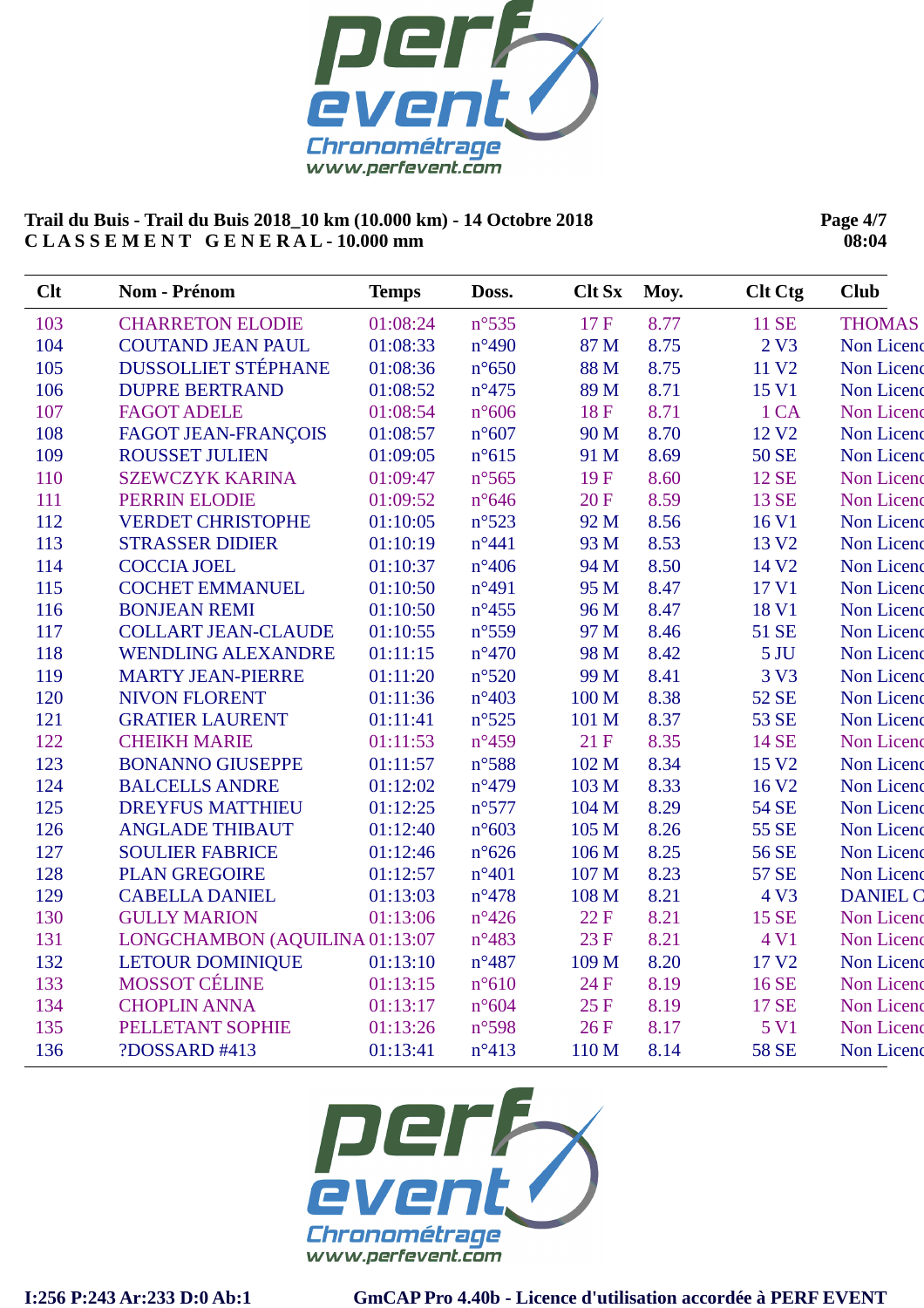**Trail du Buis - Trail du Buis 2018_10 km (10.000 km) - 14 Octobre 2018**
**C L A S S E M E N T   G E N E R A L - 10.000 mm**

**Page 4/7**
**08:04**

| Clt | Nom - Prénom | Temps | Doss. | Clt Sx | Moy. | Clt Ctg | Club |
|---|---|---|---|---|---|---|---|
| 103 | CHARRETON ELODIE | 01:08:24 | n°535 | 17 F | 8.77 | 11 SE | THOMAS |
| 104 | COUTAND JEAN PAUL | 01:08:33 | n°490 | 87 M | 8.75 | 2 V3 | Non Licenc |
| 105 | DUSSOLLIET STÉPHANE | 01:08:36 | n°650 | 88 M | 8.75 | 11 V2 | Non Licenc |
| 106 | DUPRE BERTRAND | 01:08:52 | n°475 | 89 M | 8.71 | 15 V1 | Non Licenc |
| 107 | FAGOT ADELE | 01:08:54 | n°606 | 18 F | 8.71 | 1 CA | Non Licenc |
| 108 | FAGOT JEAN-FRANÇOIS | 01:08:57 | n°607 | 90 M | 8.70 | 12 V2 | Non Licenc |
| 109 | ROUSSET JULIEN | 01:09:05 | n°615 | 91 M | 8.69 | 50 SE | Non Licenc |
| 110 | SZEWCZYK KARINA | 01:09:47 | n°565 | 19 F | 8.60 | 12 SE | Non Licenc |
| 111 | PERRIN ELODIE | 01:09:52 | n°646 | 20 F | 8.59 | 13 SE | Non Licenc |
| 112 | VERDET CHRISTOPHE | 01:10:05 | n°523 | 92 M | 8.56 | 16 V1 | Non Licenc |
| 113 | STRASSER DIDIER | 01:10:19 | n°441 | 93 M | 8.53 | 13 V2 | Non Licenc |
| 114 | COCCIA JOEL | 01:10:37 | n°406 | 94 M | 8.50 | 14 V2 | Non Licenc |
| 115 | COCHET EMMANUEL | 01:10:50 | n°491 | 95 M | 8.47 | 17 V1 | Non Licenc |
| 116 | BONJEAN REMI | 01:10:50 | n°455 | 96 M | 8.47 | 18 V1 | Non Licenc |
| 117 | COLLART JEAN-CLAUDE | 01:10:55 | n°559 | 97 M | 8.46 | 51 SE | Non Licenc |
| 118 | WENDLING ALEXANDRE | 01:11:15 | n°470 | 98 M | 8.42 | 5 JU | Non Licenc |
| 119 | MARTY JEAN-PIERRE | 01:11:20 | n°520 | 99 M | 8.41 | 3 V3 | Non Licenc |
| 120 | NIVON FLORENT | 01:11:36 | n°403 | 100 M | 8.38 | 52 SE | Non Licenc |
| 121 | GRATIER LAURENT | 01:11:41 | n°525 | 101 M | 8.37 | 53 SE | Non Licenc |
| 122 | CHEIKH MARIE | 01:11:53 | n°459 | 21 F | 8.35 | 14 SE | Non Licenc |
| 123 | BONANNO GIUSEPPE | 01:11:57 | n°588 | 102 M | 8.34 | 15 V2 | Non Licenc |
| 124 | BALCELLS ANDRE | 01:12:02 | n°479 | 103 M | 8.33 | 16 V2 | Non Licenc |
| 125 | DREYFUS MATTHIEU | 01:12:25 | n°577 | 104 M | 8.29 | 54 SE | Non Licenc |
| 126 | ANGLADE THIBAUT | 01:12:40 | n°603 | 105 M | 8.26 | 55 SE | Non Licenc |
| 127 | SOULIER FABRICE | 01:12:46 | n°626 | 106 M | 8.25 | 56 SE | Non Licenc |
| 128 | PLAN GREGOIRE | 01:12:57 | n°401 | 107 M | 8.23 | 57 SE | Non Licenc |
| 129 | CABELLA DANIEL | 01:13:03 | n°478 | 108 M | 8.21 | 4 V3 | DANIEL C |
| 130 | GULLY MARION | 01:13:06 | n°426 | 22 F | 8.21 | 15 SE | Non Licenc |
| 131 | LONGCHAMBON (AQUILINA | 01:13:07 | n°483 | 23 F | 8.21 | 4 V1 | Non Licenc |
| 132 | LETOUR DOMINIQUE | 01:13:10 | n°487 | 109 M | 8.20 | 17 V2 | Non Licenc |
| 133 | MOSSOT CÉLINE | 01:13:15 | n°610 | 24 F | 8.19 | 16 SE | Non Licenc |
| 134 | CHOPLIN ANNA | 01:13:17 | n°604 | 25 F | 8.19 | 17 SE | Non Licenc |
| 135 | PELLETANT SOPHIE | 01:13:26 | n°598 | 26 F | 8.17 | 5 V1 | Non Licenc |
| 136 | ?DOSSARD #413 | 01:13:41 | n°413 | 110 M | 8.14 | 58 SE | Non Licenc |

**I:256 P:243 Ar:233 D:0 Ab:1**   **GmCAP Pro 4.40b - Licence d'utilisation accordée à PERF EVENT**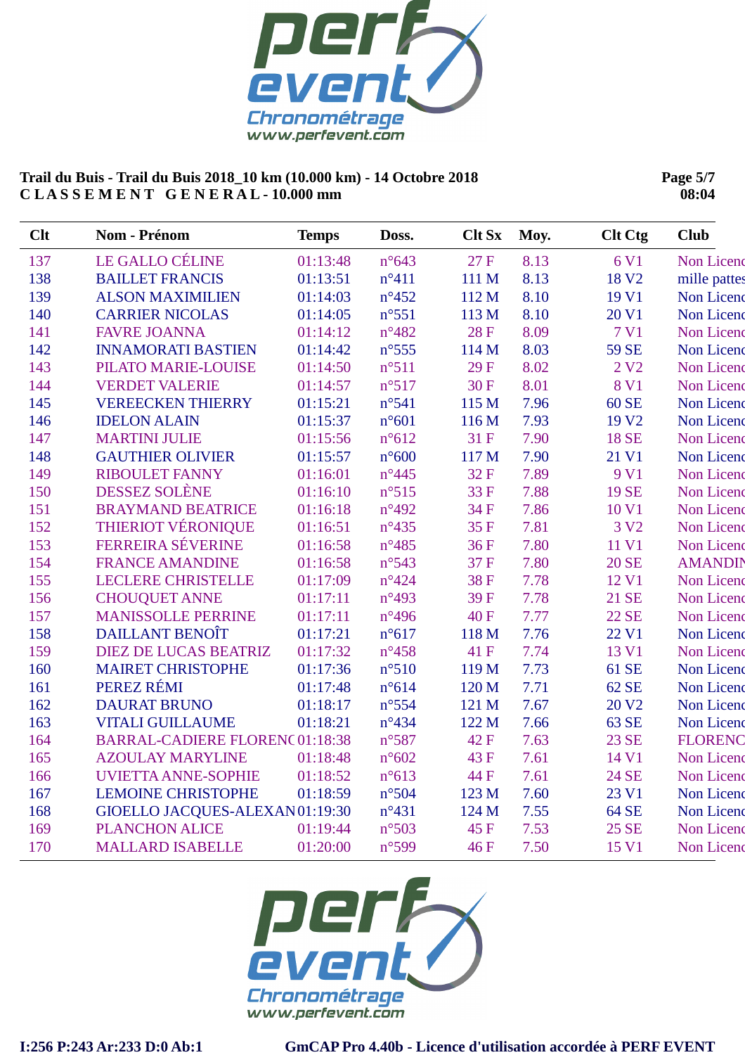**Trail du Buis - Trail du Buis 2018_10 km (10.000 km) - 14 Octobre 2018**
**C L A S S E M E N T G E N E R A L - 10.000 mm**

Page 5/7
08:04

| Clt | Nom - Prénom | Temps | Doss. | Clt Sx | Moy. | Clt Ctg | Club |
|---|---|---|---|---|---|---|---|
| 137 | LE GALLO CÉLINE | 01:13:48 | n°643 | 27 F | 8.13 | 6 V1 | Non Licenc |
| 138 | BAILLET FRANCIS | 01:13:51 | n°411 | 111 M | 8.13 | 18 V2 | mille pattes |
| 139 | ALSON MAXIMILIEN | 01:14:03 | n°452 | 112 M | 8.10 | 19 V1 | Non Licenc |
| 140 | CARRIER NICOLAS | 01:14:05 | n°551 | 113 M | 8.10 | 20 V1 | Non Licenc |
| 141 | FAVRE JOANNA | 01:14:12 | n°482 | 28 F | 8.09 | 7 V1 | Non Licenc |
| 142 | INNAMORATI BASTIEN | 01:14:42 | n°555 | 114 M | 8.03 | 59 SE | Non Licenc |
| 143 | PILATO MARIE-LOUISE | 01:14:50 | n°511 | 29 F | 8.02 | 2 V2 | Non Licenc |
| 144 | VERDET VALERIE | 01:14:57 | n°517 | 30 F | 8.01 | 8 V1 | Non Licenc |
| 145 | VEREECKEN THIERRY | 01:15:21 | n°541 | 115 M | 7.96 | 60 SE | Non Licenc |
| 146 | IDELON ALAIN | 01:15:37 | n°601 | 116 M | 7.93 | 19 V2 | Non Licenc |
| 147 | MARTINI JULIE | 01:15:56 | n°612 | 31 F | 7.90 | 18 SE | Non Licenc |
| 148 | GAUTHIER OLIVIER | 01:15:57 | n°600 | 117 M | 7.90 | 21 V1 | Non Licenc |
| 149 | RIBOULET FANNY | 01:16:01 | n°445 | 32 F | 7.89 | 9 V1 | Non Licenc |
| 150 | DESSEZ SOLÈNE | 01:16:10 | n°515 | 33 F | 7.88 | 19 SE | Non Licenc |
| 151 | BRAYMAND BEATRICE | 01:16:18 | n°492 | 34 F | 7.86 | 10 V1 | Non Licenc |
| 152 | THIERIOT VÉRONIQUE | 01:16:51 | n°435 | 35 F | 7.81 | 3 V2 | Non Licenc |
| 153 | FERREIRA SÉVERINE | 01:16:58 | n°485 | 36 F | 7.80 | 11 V1 | Non Licenc |
| 154 | FRANCE AMANDINE | 01:16:58 | n°543 | 37 F | 7.80 | 20 SE | AMANDIN |
| 155 | LECLERE CHRISTELLE | 01:17:09 | n°424 | 38 F | 7.78 | 12 V1 | Non Licenc |
| 156 | CHOUQUET ANNE | 01:17:11 | n°493 | 39 F | 7.78 | 21 SE | Non Licenc |
| 157 | MANISSOLLE PERRINE | 01:17:11 | n°496 | 40 F | 7.77 | 22 SE | Non Licenc |
| 158 | DAILLANT BENOÎT | 01:17:21 | n°617 | 118 M | 7.76 | 22 V1 | Non Licenc |
| 159 | DIEZ DE LUCAS BEATRIZ | 01:17:32 | n°458 | 41 F | 7.74 | 13 V1 | Non Licenc |
| 160 | MAIRET CHRISTOPHE | 01:17:36 | n°510 | 119 M | 7.73 | 61 SE | Non Licenc |
| 161 | PEREZ RÉMI | 01:17:48 | n°614 | 120 M | 7.71 | 62 SE | Non Licenc |
| 162 | DAURAT BRUNO | 01:18:17 | n°554 | 121 M | 7.67 | 20 V2 | Non Licenc |
| 163 | VITALI GUILLAUME | 01:18:21 | n°434 | 122 M | 7.66 | 63 SE | Non Licenc |
| 164 | BARRAL-CADIERE FLORENC | 01:18:38 | n°587 | 42 F | 7.63 | 23 SE | FLORENC |
| 165 | AZOULAY MARYLINE | 01:18:48 | n°602 | 43 F | 7.61 | 14 V1 | Non Licenc |
| 166 | UVIETTA ANNE-SOPHIE | 01:18:52 | n°613 | 44 F | 7.61 | 24 SE | Non Licenc |
| 167 | LEMOINE CHRISTOPHE | 01:18:59 | n°504 | 123 M | 7.60 | 23 V1 | Non Licenc |
| 168 | GIOELLO JACQUES-ALEXAN | 01:19:30 | n°431 | 124 M | 7.55 | 64 SE | Non Licenc |
| 169 | PLANCHON ALICE | 01:19:44 | n°503 | 45 F | 7.53 | 25 SE | Non Licenc |
| 170 | MALLARD ISABELLE | 01:20:00 | n°599 | 46 F | 7.50 | 15 V1 | Non Licenc |

I:256 P:243 Ar:233 D:0 Ab:1 GmCAP Pro 4.40b - Licence d'utilisation accordée à PERF EVENT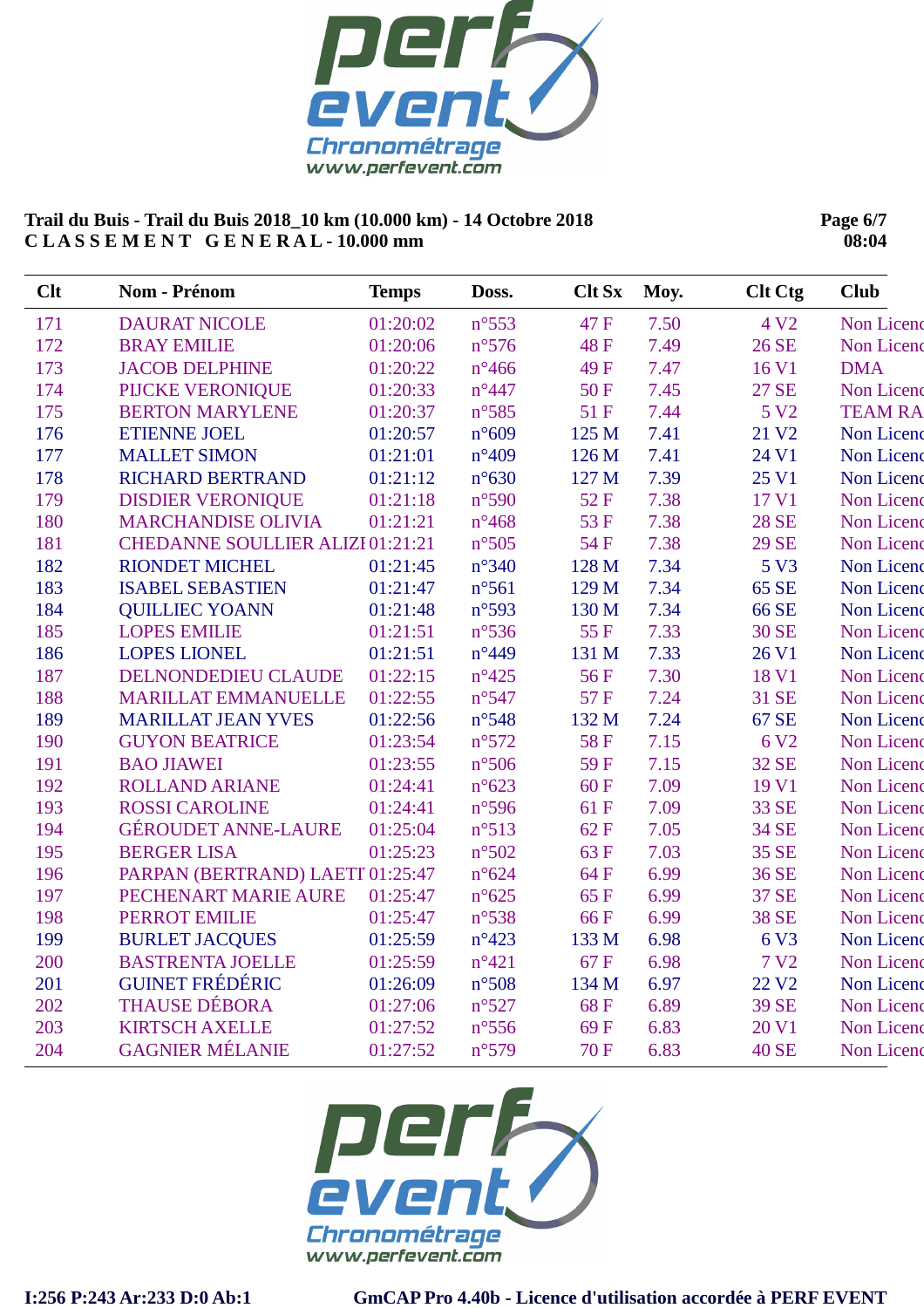**Trail du Buis - Trail du Buis 2018_10 km (10.000 km) - 14 Octobre 2018**
**C L A S S E M E N T   G E N E R A L - 10.000 mm**

**08:04**

| Clt | Nom - Prénom | Temps | Doss. | Clt Sx | Moy. | Clt Ctg | Club |
|---|---|---|---|---|---|---|---|
| 171 | DAURAT NICOLE | 01:20:02 | n°553 | 47 F | 7.50 | 4 V2 | Non Licenc |
| 172 | BRAY EMILIE | 01:20:06 | n°576 | 48 F | 7.49 | 26 SE | Non Licenc |
| 173 | JACOB DELPHINE | 01:20:22 | n°466 | 49 F | 7.47 | 16 V1 | DMA |
| 174 | PIJCKE VERONIQUE | 01:20:33 | n°447 | 50 F | 7.45 | 27 SE | Non Licenc |
| 175 | BERTON MARYLENE | 01:20:37 | n°585 | 51 F | 7.44 | 5 V2 | TEAM RA |
| 176 | ETIENNE JOEL | 01:20:57 | n°609 | 125 M | 7.41 | 21 V2 | Non Licenc |
| 177 | MALLET SIMON | 01:21:01 | n°409 | 126 M | 7.41 | 24 V1 | Non Licenc |
| 178 | RICHARD BERTRAND | 01:21:12 | n°630 | 127 M | 7.39 | 25 V1 | Non Licenc |
| 179 | DISDIER VERONIQUE | 01:21:18 | n°590 | 52 F | 7.38 | 17 V1 | Non Licenc |
| 180 | MARCHANDISE OLIVIA | 01:21:21 | n°468 | 53 F | 7.38 | 28 SE | Non Licenc |
| 181 | CHEDANNE SOULLIER ALIZI | 01:21:21 | n°505 | 54 F | 7.38 | 29 SE | Non Licenc |
| 182 | RIONDET MICHEL | 01:21:45 | n°340 | 128 M | 7.34 | 5 V3 | Non Licenc |
| 183 | ISABEL SEBASTIEN | 01:21:47 | n°561 | 129 M | 7.34 | 65 SE | Non Licenc |
| 184 | QUILLIEC YOANN | 01:21:48 | n°593 | 130 M | 7.34 | 66 SE | Non Licenc |
| 185 | LOPES EMILIE | 01:21:51 | n°536 | 55 F | 7.33 | 30 SE | Non Licenc |
| 186 | LOPES LIONEL | 01:21:51 | n°449 | 131 M | 7.33 | 26 V1 | Non Licenc |
| 187 | DELNONDEDIEU CLAUDE | 01:22:15 | n°425 | 56 F | 7.30 | 18 V1 | Non Licenc |
| 188 | MARILLAT EMMANUELLE | 01:22:55 | n°547 | 57 F | 7.24 | 31 SE | Non Licenc |
| 189 | MARILLAT JEAN YVES | 01:22:56 | n°548 | 132 M | 7.24 | 67 SE | Non Licenc |
| 190 | GUYON BEATRICE | 01:23:54 | n°572 | 58 F | 7.15 | 6 V2 | Non Licenc |
| 191 | BAO JIAWEI | 01:23:55 | n°506 | 59 F | 7.15 | 32 SE | Non Licenc |
| 192 | ROLLAND ARIANE | 01:24:41 | n°623 | 60 F | 7.09 | 19 V1 | Non Licenc |
| 193 | ROSSI CAROLINE | 01:24:41 | n°596 | 61 F | 7.09 | 33 SE | Non Licenc |
| 194 | GÉROUDET ANNE-LAURE | 01:25:04 | n°513 | 62 F | 7.05 | 34 SE | Non Licenc |
| 195 | BERGER LISA | 01:25:23 | n°502 | 63 F | 7.03 | 35 SE | Non Licenc |
| 196 | PARPAN (BERTRAND) LAETI | 01:25:47 | n°624 | 64 F | 6.99 | 36 SE | Non Licenc |
| 197 | PECHENART MARIE AURE | 01:25:47 | n°625 | 65 F | 6.99 | 37 SE | Non Licenc |
| 198 | PERROT EMILIE | 01:25:47 | n°538 | 66 F | 6.99 | 38 SE | Non Licenc |
| 199 | BURLET JACQUES | 01:25:59 | n°423 | 133 M | 6.98 | 6 V3 | Non Licenc |
| 200 | BASTRENTA JOELLE | 01:25:59 | n°421 | 67 F | 6.98 | 7 V2 | Non Licenc |
| 201 | GUINET FRÉDÉRIC | 01:26:09 | n°508 | 134 M | 6.97 | 22 V2 | Non Licenc |
| 202 | THAUSE DÉBORA | 01:27:06 | n°527 | 68 F | 6.89 | 39 SE | Non Licenc |
| 203 | KIRTSCH AXELLE | 01:27:52 | n°556 | 69 F | 6.83 | 20 V1 | Non Licenc |
| 204 | GAGNIER MÉLANIE | 01:27:52 | n°579 | 70 F | 6.83 | 40 SE | Non Licenc |

I:256 P:243 Ar:233 D:0 Ab:1

GmCAP Pro 4.40b - Licence d'utilisation accordée à PERF EVENT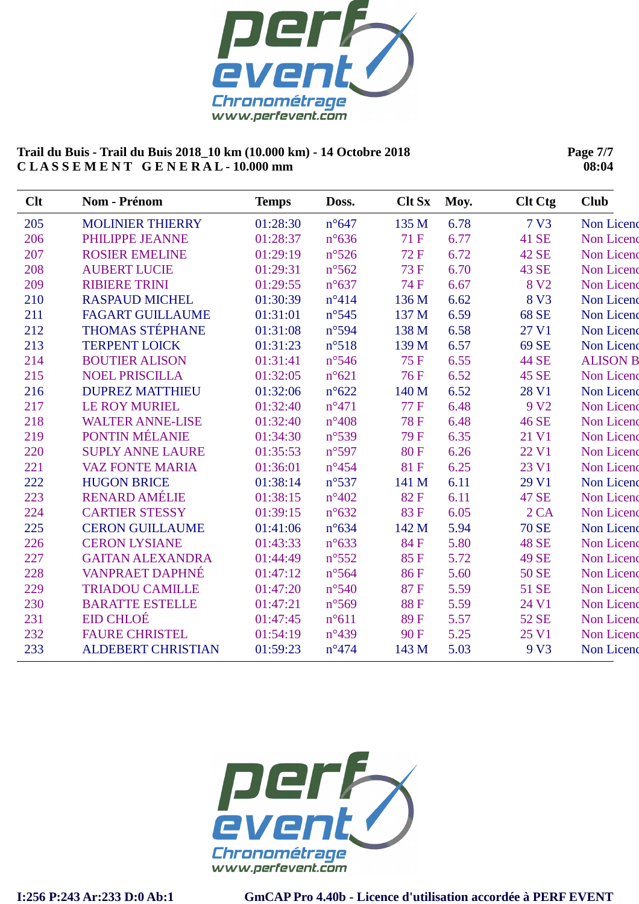**Trail du Buis - Trail du Buis 2018_10 km (10.000 km) - 14 Octobre 2018**
**C L A S S E M E N T G E N E R A L - 10.000 mm**

**Page 7/7**
**08:04**

| Clt | Nom - Prénom | Temps | Doss. | Clt Sx | Moy. | Clt Ctg | Club |
|---|---|---|---|---|---|---|---|
| 205 | MOLINIER THIERRY | 01:28:30 | n°647 | 135 M | 6.78 | 7 V3 | Non Licenc |
| 206 | PHILIPPE JEANNE | 01:28:37 | n°636 | 71 F | 6.77 | 41 SE | Non Licenc |
| 207 | ROSIER EMELINE | 01:29:19 | n°526 | 72 F | 6.72 | 42 SE | Non Licenc |
| 208 | AUBERT LUCIE | 01:29:31 | n°562 | 73 F | 6.70 | 43 SE | Non Licenc |
| 209 | RIBIERE TRINI | 01:29:55 | n°637 | 74 F | 6.67 | 8 V2 | Non Licenc |
| 210 | RASPAUD MICHEL | 01:30:39 | n°414 | 136 M | 6.62 | 8 V3 | Non Licenc |
| 211 | FAGART GUILLAUME | 01:31:01 | n°545 | 137 M | 6.59 | 68 SE | Non Licenc |
| 212 | THOMAS STÉPHANE | 01:31:08 | n°594 | 138 M | 6.58 | 27 V1 | Non Licenc |
| 213 | TERPENT LOICK | 01:31:23 | n°518 | 139 M | 6.57 | 69 SE | Non Licenc |
| 214 | BOUTIER ALISON | 01:31:41 | n°546 | 75 F | 6.55 | 44 SE | ALISON B |
| 215 | NOEL PRISCILLA | 01:32:05 | n°621 | 76 F | 6.52 | 45 SE | Non Licenc |
| 216 | DUPREZ MATTHIEU | 01:32:06 | n°622 | 140 M | 6.52 | 28 V1 | Non Licenc |
| 217 | LE ROY MURIEL | 01:32:40 | n°471 | 77 F | 6.48 | 9 V2 | Non Licenc |
| 218 | WALTER ANNE-LISE | 01:32:40 | n°408 | 78 F | 6.48 | 46 SE | Non Licenc |
| 219 | PONTIN MÉLANIE | 01:34:30 | n°539 | 79 F | 6.35 | 21 V1 | Non Licenc |
| 220 | SUPLY ANNE LAURE | 01:35:53 | n°597 | 80 F | 6.26 | 22 V1 | Non Licenc |
| 221 | VAZ FONTE MARIA | 01:36:01 | n°454 | 81 F | 6.25 | 23 V1 | Non Licenc |
| 222 | HUGON BRICE | 01:38:14 | n°537 | 141 M | 6.11 | 29 V1 | Non Licenc |
| 223 | RENARD AMÉLIE | 01:38:15 | n°402 | 82 F | 6.11 | 47 SE | Non Licenc |
| 224 | CARTIER STESSY | 01:39:15 | n°632 | 83 F | 6.05 | 2 CA | Non Licenc |
| 225 | CERON GUILLAUME | 01:41:06 | n°634 | 142 M | 5.94 | 70 SE | Non Licenc |
| 226 | CERON LYSIANE | 01:43:33 | n°633 | 84 F | 5.80 | 48 SE | Non Licenc |
| 227 | GAITAN ALEXANDRA | 01:44:49 | n°552 | 85 F | 5.72 | 49 SE | Non Licenc |
| 228 | VANPRAET DAPHNÉ | 01:47:12 | n°564 | 86 F | 5.60 | 50 SE | Non Licenc |
| 229 | TRIADOU CAMILLE | 01:47:20 | n°540 | 87 F | 5.59 | 51 SE | Non Licenc |
| 230 | BARATTE ESTELLE | 01:47:21 | n°569 | 88 F | 5.59 | 24 V1 | Non Licenc |
| 231 | EID CHLOÉ | 01:47:45 | n°611 | 89 F | 5.57 | 52 SE | Non Licenc |
| 232 | FAURE CHRISTEL | 01:54:19 | n°439 | 90 F | 5.25 | 25 V1 | Non Licenc |
| 233 | ALDEBERT CHRISTIAN | 01:59:23 | n°474 | 143 M | 5.03 | 9 V3 | Non Licenc |

**I:256 P:243 Ar:233 D:0 Ab:1** **GmCAP Pro 4.40b - Licence d'utilisation accordée à PERF EVENT**